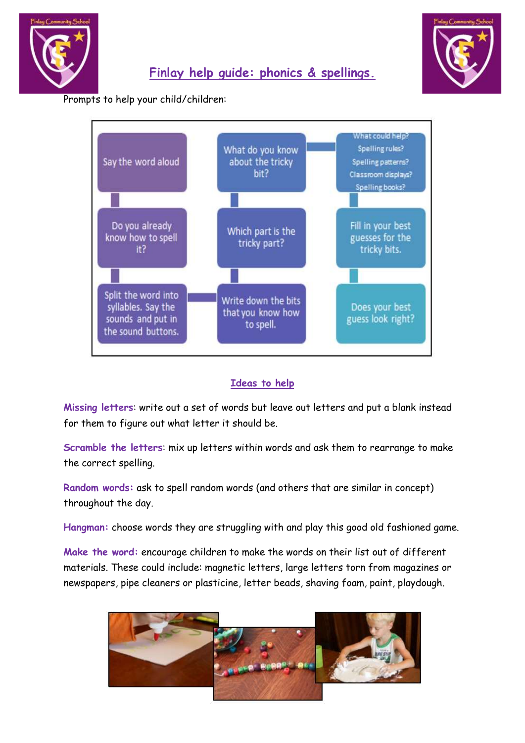# Finlay help guide: phonics & spellings.

Prompts to help your child/children:

- Say the word aloud
- Do you already know how to spell it?
- Split the word into syllables. Say the sounds and put in the sound buttons.
- Write down the bits that you know how to spell.
- Which part is the tricky part?
- What do you know about the tricky bit?
- What could help? Spelling rules? Spelling patterns? Classroom displays? Spelling books?
- Fill in your best guesses for the tricky bits.
- Does your best guess look right?

## Ideas to help

**Missing letters**: write out a set of words but leave out letters and put a blank instead for them to figure out what letter it should be.

**Scramble the letters**: mix up letters within words and ask them to rearrange to make the correct spelling.

**Random words:** ask to spell random words (and others that are similar in concept) throughout the day.

**Hangman:** choose words they are struggling with and play this good old fashioned game.

**Make the word:** encourage children to make the words on their list out of different materials. These could include: magnetic letters, large letters torn from magazines or newspapers, pipe cleaners or plasticine, letter beads, shaving foam, paint, playdough.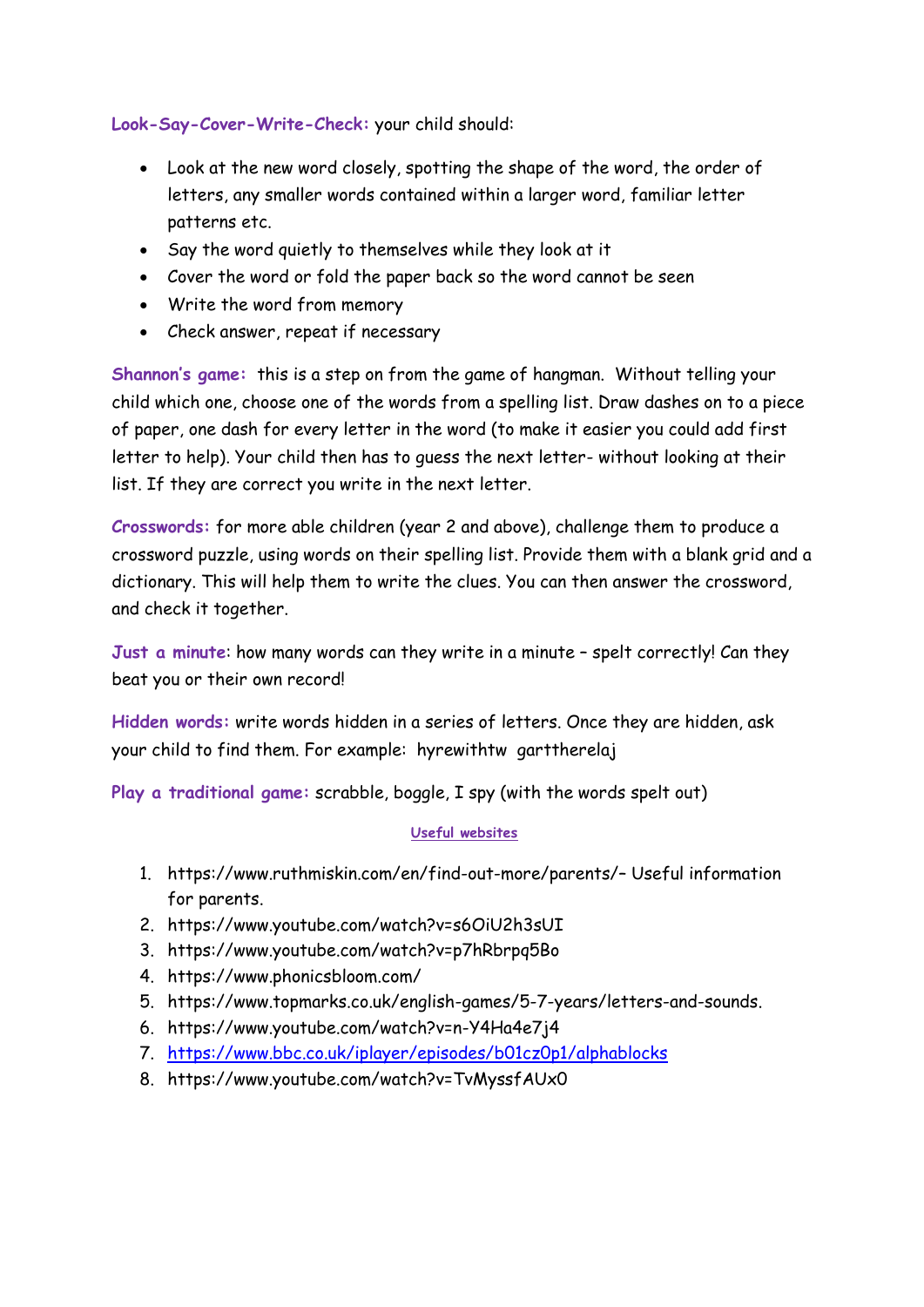**Look-Say-Cover-Write-Check:** your child should:

- Look at the new word closely, spotting the shape of the word, the order of letters, any smaller words contained within a larger word, familiar letter patterns etc.
- Say the word quietly to themselves while they look at it
- Cover the word or fold the paper back so the word cannot be seen
- Write the word from memory
- Check answer, repeat if necessary

**Shannon's game:** this is a step on from the game of hangman. Without telling your child which one, choose one of the words from a spelling list. Draw dashes on to a piece of paper, one dash for every letter in the word (to make it easier you could add first letter to help). Your child then has to guess the next letter- without looking at their list. If they are correct you write in the next letter.

**Crosswords:** for more able children (year 2 and above), challenge them to produce a crossword puzzle, using words on their spelling list. Provide them with a blank grid and a dictionary. This will help them to write the clues. You can then answer the crossword, and check it together.

**Just a minute:** how many words can they write in a minute – spelt correctly! Can they beat you or their own record!

**Hidden words:** write words hidden in a series of letters. Once they are hidden, ask your child to find them. For example: hyrewithtw garttherelaj

**Play a traditional game:** scrabble, boggle, I spy (with the words spelt out)

**Useful websites**

1. https://www.ruthmiskin.com/en/find-out-more/parents/– Useful information for parents.
2. https://www.youtube.com/watch?v=s6OiU2h3sUI
3. https://www.youtube.com/watch?v=p7hRbrpq5Bo
4. https://www.phonicsbloom.com/
5. https://www.topmarks.co.uk/english-games/5-7-years/letters-and-sounds.
6. https://www.youtube.com/watch?v=n-Y4Ha4e7j4
7. https://www.bbc.co.uk/iplayer/episodes/b01cz0p1/alphablocks
8. https://www.youtube.com/watch?v=TvMyssfAUx0